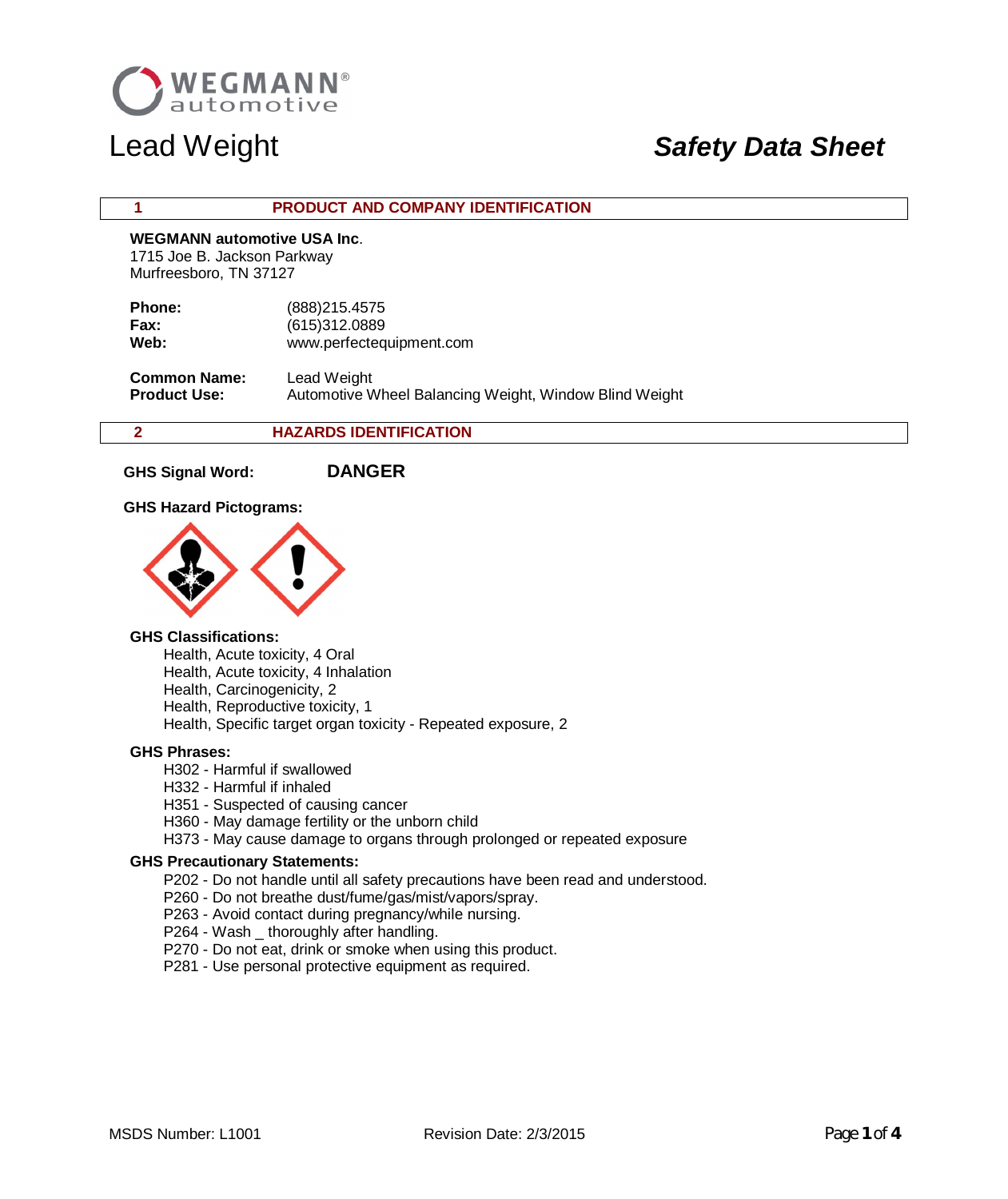WEGMANN® automotive

# Lead Weight

# *Safety Data Sheet*

## 1 PRODUCT AND COMPANY IDENTIFICATION

**WEGMANN automotive USA Inc**.
1715 Joe B. Jackson Parkway
Murfreesboro, TN 37127

**Phone:** (888)215.4575
**Fax:** (615)312.0889
**Web:** www.perfectequipment.com

**Common Name:** Lead Weight
**Product Use:** Automotive Wheel Balancing Weight, Window Blind Weight

## 2 HAZARDS IDENTIFICATION

**GHS Signal Word:** **DANGER**

**GHS Hazard Pictograms:**

**GHS Classifications:**

- Health, Acute toxicity, 4 Oral
- Health, Acute toxicity, 4 Inhalation
- Health, Carcinogenicity, 2
- Health, Reproductive toxicity, 1
- Health, Specific target organ toxicity - Repeated exposure, 2

**GHS Phrases:**

- H302 - Harmful if swallowed
- H332 - Harmful if inhaled
- H351 - Suspected of causing cancer
- H360 - May damage fertility or the unborn child
- H373 - May cause damage to organs through prolonged or repeated exposure

**GHS Precautionary Statements:**

- P202 - Do not handle until all safety precautions have been read and understood.
- P260 - Do not breathe dust/fume/gas/mist/vapors/spray.
- P263 - Avoid contact during pregnancy/while nursing.
- P264 - Wash _ thoroughly after handling.
- P270 - Do not eat, drink or smoke when using this product.
- P281 - Use personal protective equipment as required.

MSDS Number: L1001 Revision Date: 2/3/2015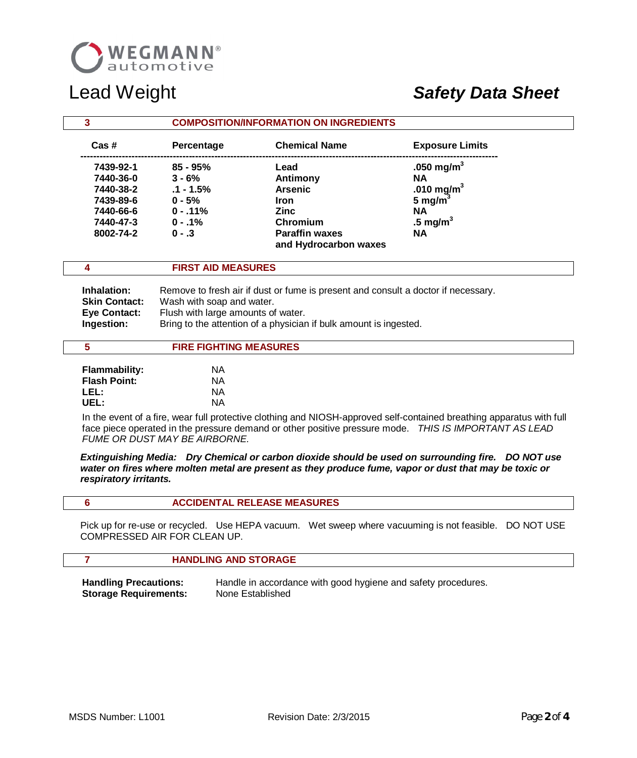# Lead Weight

## Safety Data Sheet

### 3 COMPOSITION/INFORMATION ON INGREDIENTS

| Cas # | Percentage | Chemical Name | Exposure Limits |
|---|---|---|---|
| 7439-92-1 | 85 - 95% | Lead | .050 $mg/m^3$ |
| 7440-36-0 | 3 - 6% | Antimony | NA |
| 7440-38-2 | .1 - 1.5% | Arsenic | .010 $mg/m^3$ |
| 7439-89-6 | 0 - 5% | Iron | 5 $mg/m^3$ |
| 7440-66-6 | 0 - .11% | Zinc | NA |
| 7440-47-3 | 0 - .1% | Chromium | .5 $mg/m^3$ |
| 8002-74-2 | 0 - .3 | Paraffin waxes and Hydrocarbon waxes | NA |

### 4 FIRST AID MEASURES

**Inhalation:** Remove to fresh air if dust or fume is present and consult a doctor if necessary.
**Skin Contact:** Wash with soap and water.
**Eye Contact:** Flush with large amounts of water.
**Ingestion:** Bring to the attention of a physician if bulk amount is ingested.

### 5 FIRE FIGHTING MEASURES

**Flammability:** NA
**Flash Point:** NA
**LEL:** NA
**UEL:** NA

In the event of a fire, wear full protective clothing and NIOSH-approved self-contained breathing apparatus with full face piece operated in the pressure demand or other positive pressure mode. *THIS IS IMPORTANT AS LEAD FUME OR DUST MAY BE AIRBORNE.*

***Extinguishing Media:** Dry Chemical or carbon dioxide should be used on surrounding fire. DO NOT use water on fires where molten metal are present as they produce fume, vapor or dust that may be toxic or respiratory irritants.*

### 6 ACCIDENTAL RELEASE MEASURES

Pick up for re-use or recycled. Use HEPA vacuum. Wet sweep where vacuuming is not feasible. DO NOT USE COMPRESSED AIR FOR CLEAN UP.

### 7 HANDLING AND STORAGE

**Handling Precautions:** Handle in accordance with good hygiene and safety procedures.
**Storage Requirements:** None Established

MSDS Number: L1001 Revision Date: 2/3/2015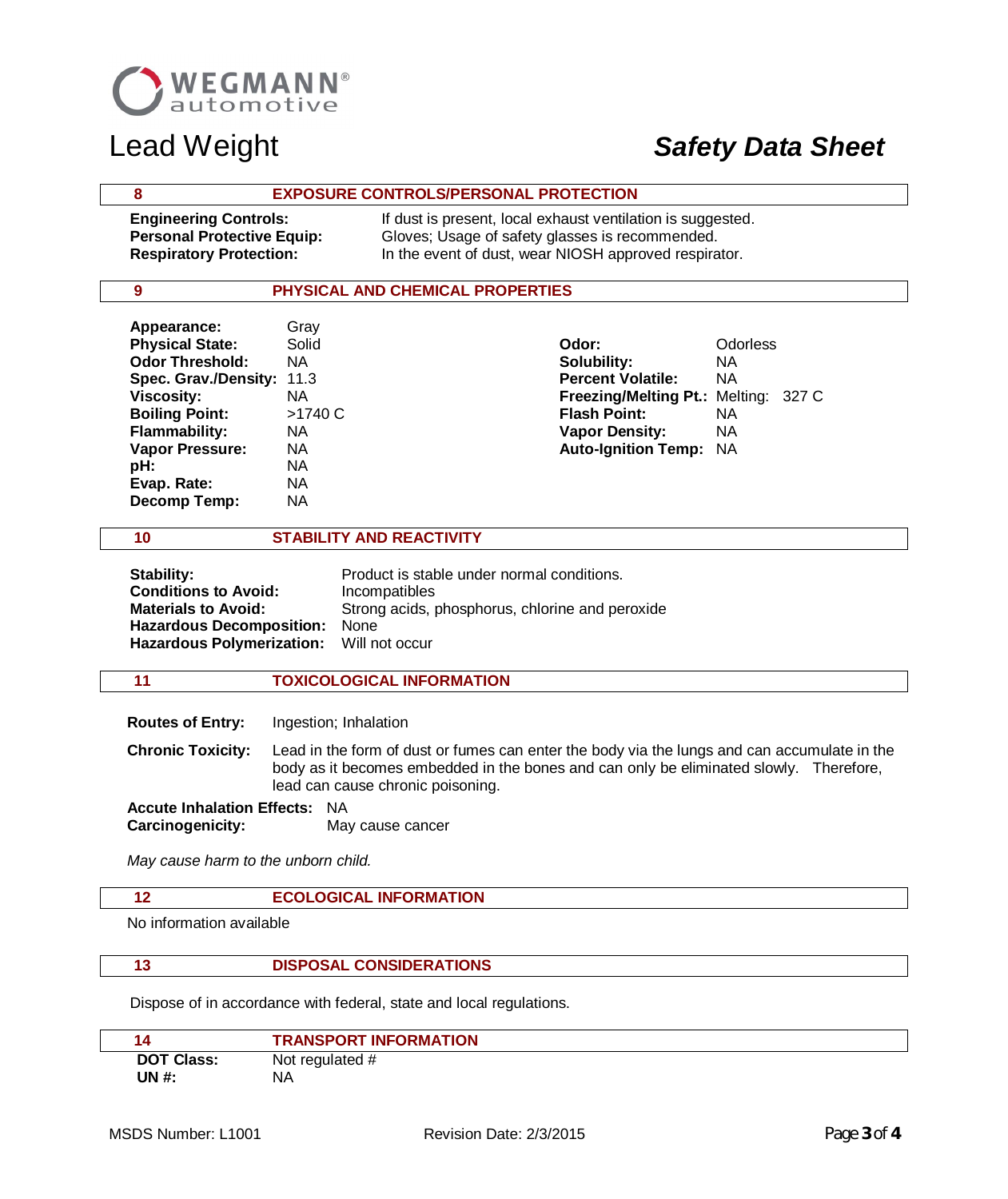# Lead Weight

## *Safety Data Sheet*

## 8 EXPOSURE CONTROLS/PERSONAL PROTECTION

**Engineering Controls:** If dust is present, local exhaust ventilation is suggested.
**Personal Protective Equip:** Gloves; Usage of safety glasses is recommended.
**Respiratory Protection:** In the event of dust, wear NIOSH approved respirator.

## 9 PHYSICAL AND CHEMICAL PROPERTIES

**Appearance:** Gray
**Physical State:** Solid
**Odor Threshold:** NA
**Spec. Grav./Density:** 11.3
**Viscosity:** NA
**Boiling Point:** >1740 C
**Flammability:** NA
**Vapor Pressure:** NA
**pH:** NA
**Evap. Rate:** NA
**Decomp Temp:** NA

**Odor:** Odorless
**Solubility:** NA
**Percent Volatile:** NA
**Freezing/Melting Pt.:** Melting: 327 C
**Flash Point:** NA
**Vapor Density:** NA
**Auto-Ignition Temp:** NA

## 10 STABILITY AND REACTIVITY

**Stability:** Product is stable under normal conditions.
**Conditions to Avoid:** Incompatibles
**Materials to Avoid:** Strong acids, phosphorus, chlorine and peroxide
**Hazardous Decomposition:** None
**Hazardous Polymerization:** Will not occur

## 11 TOXICOLOGICAL INFORMATION

**Routes of Entry:** Ingestion; Inhalation

**Chronic Toxicity:** Lead in the form of dust or fumes can enter the body via the lungs and can accumulate in the body as it becomes embedded in the bones and can only be eliminated slowly. Therefore, lead can cause chronic poisoning.

**Accute Inhalation Effects:** NA
**Carcinogenicity:** May cause cancer

*May cause harm to the unborn child.*

## 12 ECOLOGICAL INFORMATION

No information available

## 13 DISPOSAL CONSIDERATIONS

Dispose of in accordance with federal, state and local regulations.

## 14 TRANSPORT INFORMATION

**DOT Class:** Not regulated #
**UN #:** NA

MSDS Number: L1001 Revision Date: 2/3/2015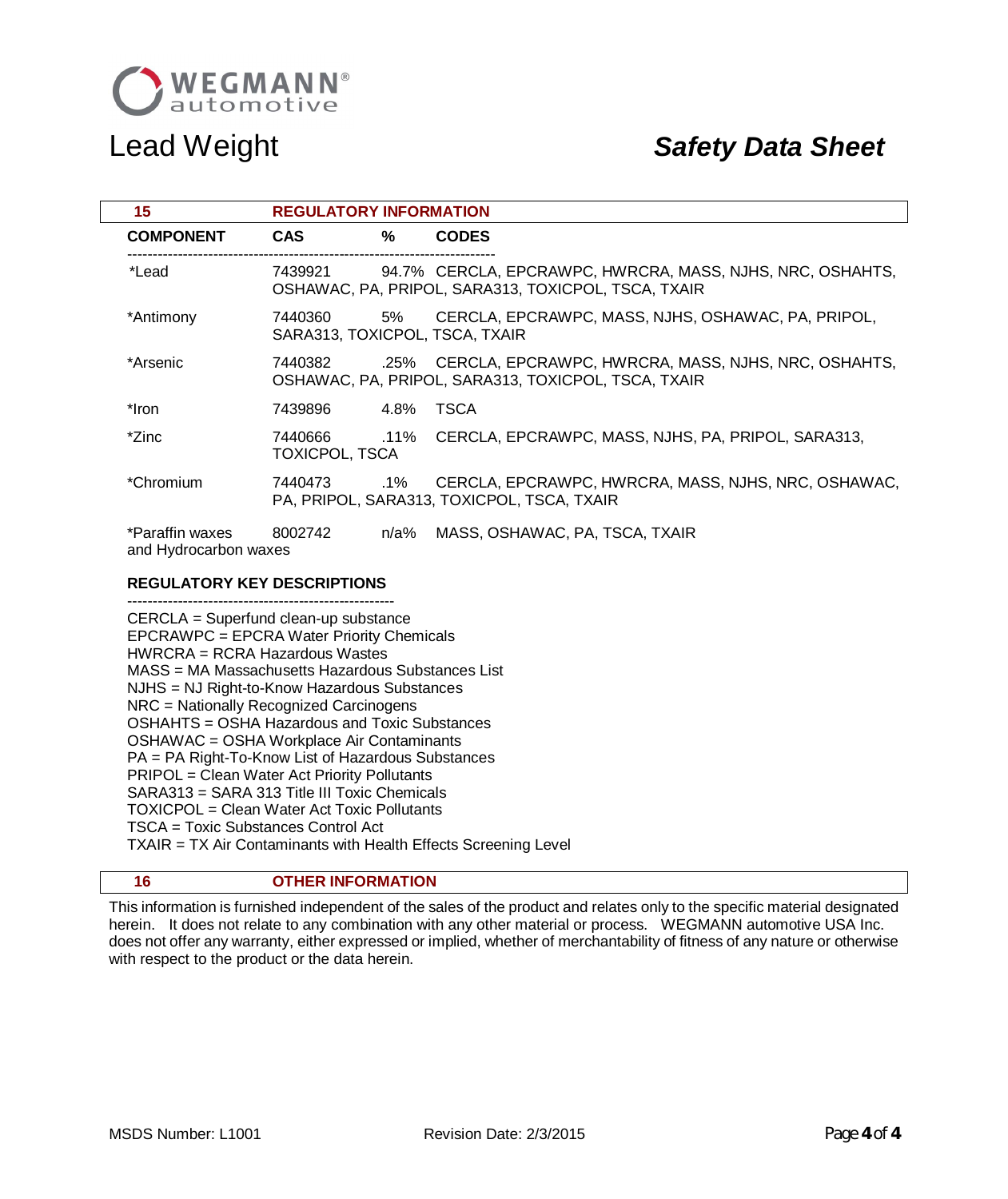# Lead Weight

## *Safety Data Sheet*

## 15 REGULATORY INFORMATION

| COMPONENT | CAS | % | CODES |
|---|---|---|---|
| *Lead | 7439921 | 94.7% | CERCLA, EPCRAWPC, HWRCRA, MASS, NJHS, NRC, OSHAHTS, OSHAWAC, PA, PRIPOL, SARA313, TOXICPOL, TSCA, TXAIR |
| *Antimony | 7440360 | 5% | CERCLA, EPCRAWPC, MASS, NJHS, OSHAWAC, PA, PRIPOL, SARA313, TOXICPOL, TSCA, TXAIR |
| *Arsenic | 7440382 | .25% | CERCLA, EPCRAWPC, HWRCRA, MASS, NJHS, NRC, OSHAHTS, OSHAWAC, PA, PRIPOL, SARA313, TOXICPOL, TSCA, TXAIR |
| *Iron | 7439896 | 4.8% | TSCA |
| *Zinc | 7440666 | .11% | CERCLA, EPCRAWPC, MASS, NJHS, PA, PRIPOL, SARA313, TOXICPOL, TSCA |
| *Chromium | 7440473 | .1% | CERCLA, EPCRAWPC, HWRCRA, MASS, NJHS, NRC, OSHAWAC, PA, PRIPOL, SARA313, TOXICPOL, TSCA, TXAIR |
| *Paraffin waxes and Hydrocarbon waxes | 8002742 | n/a% | MASS, OSHAWAC, PA, TSCA, TXAIR |

**REGULATORY KEY DESCRIPTIONS**

CERCLA = Superfund clean-up substance
EPCRAWPC = EPCRA Water Priority Chemicals
HWRCRA = RCRA Hazardous Wastes
MASS = MA Massachusetts Hazardous Substances List
NJHS = NJ Right-to-Know Hazardous Substances
NRC = Nationally Recognized Carcinogens
OSHAHTS = OSHA Hazardous and Toxic Substances
OSHAWAC = OSHA Workplace Air Contaminants
PA = PA Right-To-Know List of Hazardous Substances
PRIPOL = Clean Water Act Priority Pollutants
SARA313 = SARA 313 Title III Toxic Chemicals
TOXICPOL = Clean Water Act Toxic Pollutants
TSCA = Toxic Substances Control Act
TXAIR = TX Air Contaminants with Health Effects Screening Level

## 16 OTHER INFORMATION

This information is furnished independent of the sales of the product and relates only to the specific material designated herein. It does not relate to any combination with any other material or process. WEGMANN automotive USA Inc. does not offer any warranty, either expressed or implied, whether of merchantability of fitness of any nature or otherwise with respect to the product or the data herein.

MSDS Number: L1001 Revision Date: 2/3/2015